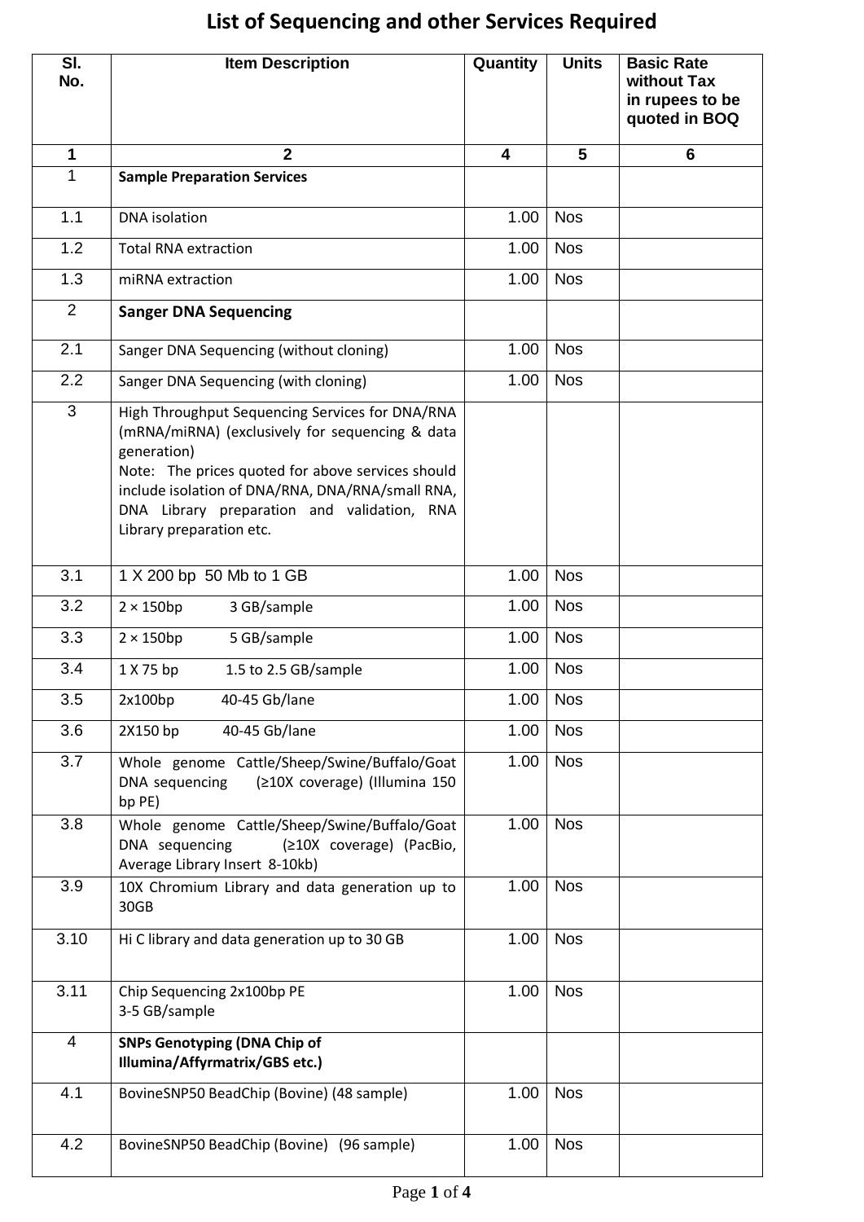# List of Sequencing and other Services Required

| Sl. No. | Item Description | Quantity | Units | Basic Rate without Tax in rupees to be quoted in BOQ |
|---|---|---|---|---|
| 1 | 2 | 4 | 5 | 6 |
| 1 | **Sample Preparation Services** | | | |
| 1.1 | DNA isolation | 1.00 | Nos | |
| 1.2 | Total RNA extraction | 1.00 | Nos | |
| 1.3 | miRNA extraction | 1.00 | Nos | |
| 2 | **Sanger DNA Sequencing** | | | |
| 2.1 | Sanger DNA Sequencing (without cloning) | 1.00 | Nos | |
| 2.2 | Sanger DNA Sequencing (with cloning) | 1.00 | Nos | |
| 3 | High Throughput Sequencing Services for DNA/RNA (mRNA/miRNA) (exclusively for sequencing & data generation)<br>Note: The prices quoted for above services should include isolation of DNA/RNA, DNA/RNA/small RNA, DNA Library preparation and validation, RNA Library preparation etc. | | | |
| 3.1 | 1 X 200 bp 50 Mb to 1 GB | 1.00 | Nos | |
| 3.2 | 2 × 150bp 3 GB/sample | 1.00 | Nos | |
| 3.3 | 2 × 150bp 5 GB/sample | 1.00 | Nos | |
| 3.4 | 1 X 75 bp 1.5 to 2.5 GB/sample | 1.00 | Nos | |
| 3.5 | 2x100bp 40-45 Gb/lane | 1.00 | Nos | |
| 3.6 | 2X150 bp 40-45 Gb/lane | 1.00 | Nos | |
| 3.7 | Whole genome Cattle/Sheep/Swine/Buffalo/Goat DNA sequencing (≥10X coverage) (Illumina 150 bp PE) | 1.00 | Nos | |
| 3.8 | Whole genome Cattle/Sheep/Swine/Buffalo/Goat DNA sequencing (≥10X coverage) (PacBio, Average Library Insert 8-10kb) | 1.00 | Nos | |
| 3.9 | 10X Chromium Library and data generation up to 30GB | 1.00 | Nos | |
| 3.10 | Hi C library and data generation up to 30 GB | 1.00 | Nos | |
| 3.11 | Chip Sequencing 2x100bp PE<br>3-5 GB/sample | 1.00 | Nos | |
| 4 | **SNPs Genotyping (DNA Chip of Illumina/Affyrmatrix/GBS etc.)** | | | |
| 4.1 | BovineSNP50 BeadChip (Bovine) (48 sample) | 1.00 | Nos | |
| 4.2 | BovineSNP50 BeadChip (Bovine) (96 sample) | 1.00 | Nos | |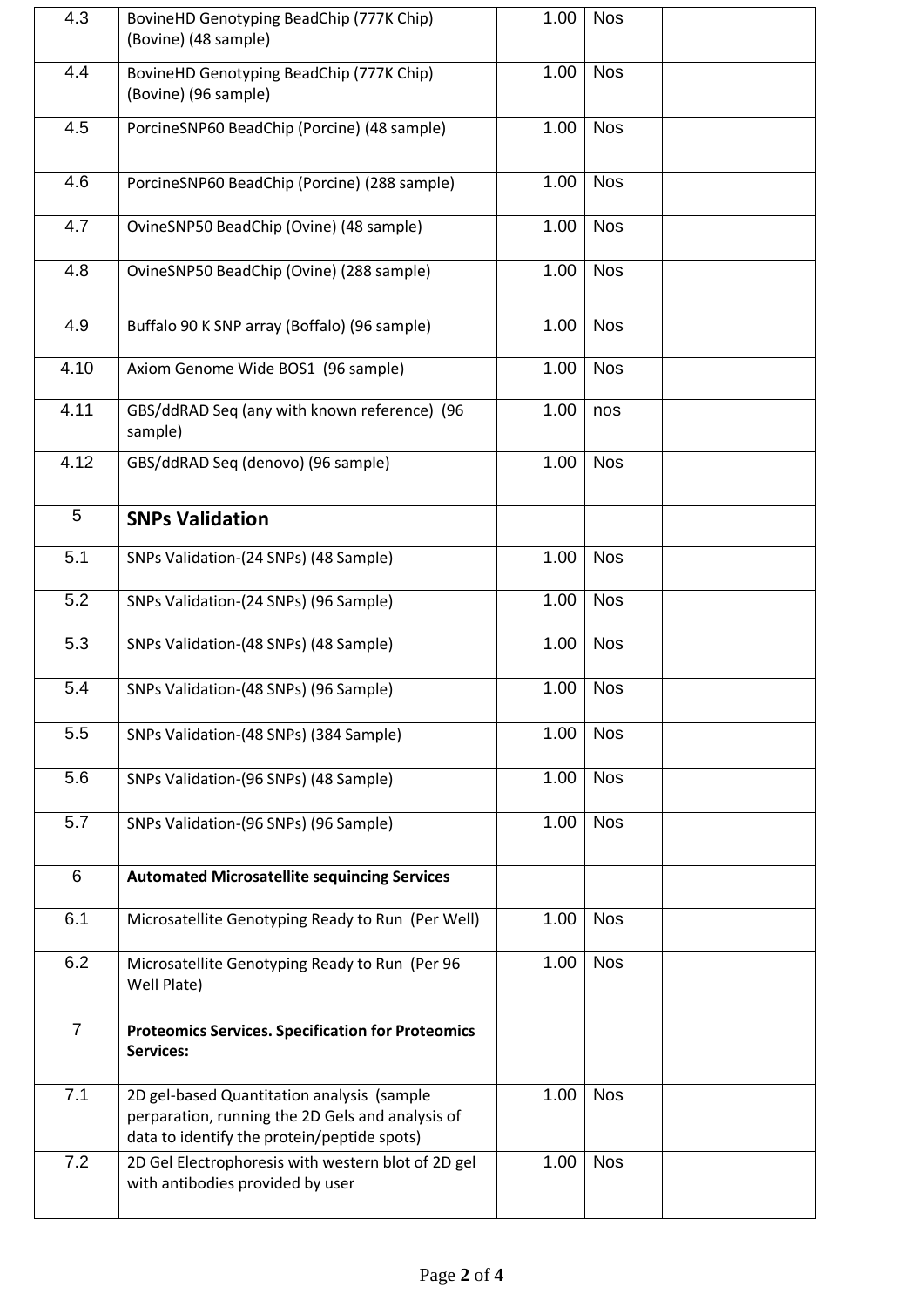| | | | | |
|---|---|---|---|---|
| 4.3 | BovineHD Genotyping BeadChip (777K Chip) (Bovine) (48 sample) | 1.00 | Nos | |
| 4.4 | BovineHD Genotyping BeadChip (777K Chip) (Bovine) (96 sample) | 1.00 | Nos | |
| 4.5 | PorcineSNP60 BeadChip (Porcine) (48 sample) | 1.00 | Nos | |
| 4.6 | PorcineSNP60 BeadChip (Porcine) (288 sample) | 1.00 | Nos | |
| 4.7 | OvineSNP50 BeadChip (Ovine) (48 sample) | 1.00 | Nos | |
| 4.8 | OvineSNP50 BeadChip (Ovine) (288 sample) | 1.00 | Nos | |
| 4.9 | Buffalo 90 K SNP array (Boffalo) (96 sample) | 1.00 | Nos | |
| 4.10 | Axiom Genome Wide BOS1 (96 sample) | 1.00 | Nos | |
| 4.11 | GBS/ddRAD Seq (any with known reference) (96 sample) | 1.00 | nos | |
| 4.12 | GBS/ddRAD Seq (denovo) (96 sample) | 1.00 | Nos | |
| 5 | **SNPs Validation** | | | |
| 5.1 | SNPs Validation-(24 SNPs) (48 Sample) | 1.00 | Nos | |
| 5.2 | SNPs Validation-(24 SNPs) (96 Sample) | 1.00 | Nos | |
| 5.3 | SNPs Validation-(48 SNPs) (48 Sample) | 1.00 | Nos | |
| 5.4 | SNPs Validation-(48 SNPs) (96 Sample) | 1.00 | Nos | |
| 5.5 | SNPs Validation-(48 SNPs) (384 Sample) | 1.00 | Nos | |
| 5.6 | SNPs Validation-(96 SNPs) (48 Sample) | 1.00 | Nos | |
| 5.7 | SNPs Validation-(96 SNPs) (96 Sample) | 1.00 | Nos | |
| 6 | **Automated Microsatellite sequincing Services** | | | |
| 6.1 | Microsatellite Genotyping Ready to Run (Per Well) | 1.00 | Nos | |
| 6.2 | Microsatellite Genotyping Ready to Run (Per 96 Well Plate) | 1.00 | Nos | |
| 7 | **Proteomics Services. Specification for Proteomics Services:** | | | |
| 7.1 | 2D gel-based Quantitation analysis (sample perparation, running the 2D Gels and analysis of data to identify the protein/peptide spots) | 1.00 | Nos | |
| 7.2 | 2D Gel Electrophoresis with western blot of 2D gel with antibodies provided by user | 1.00 | Nos | |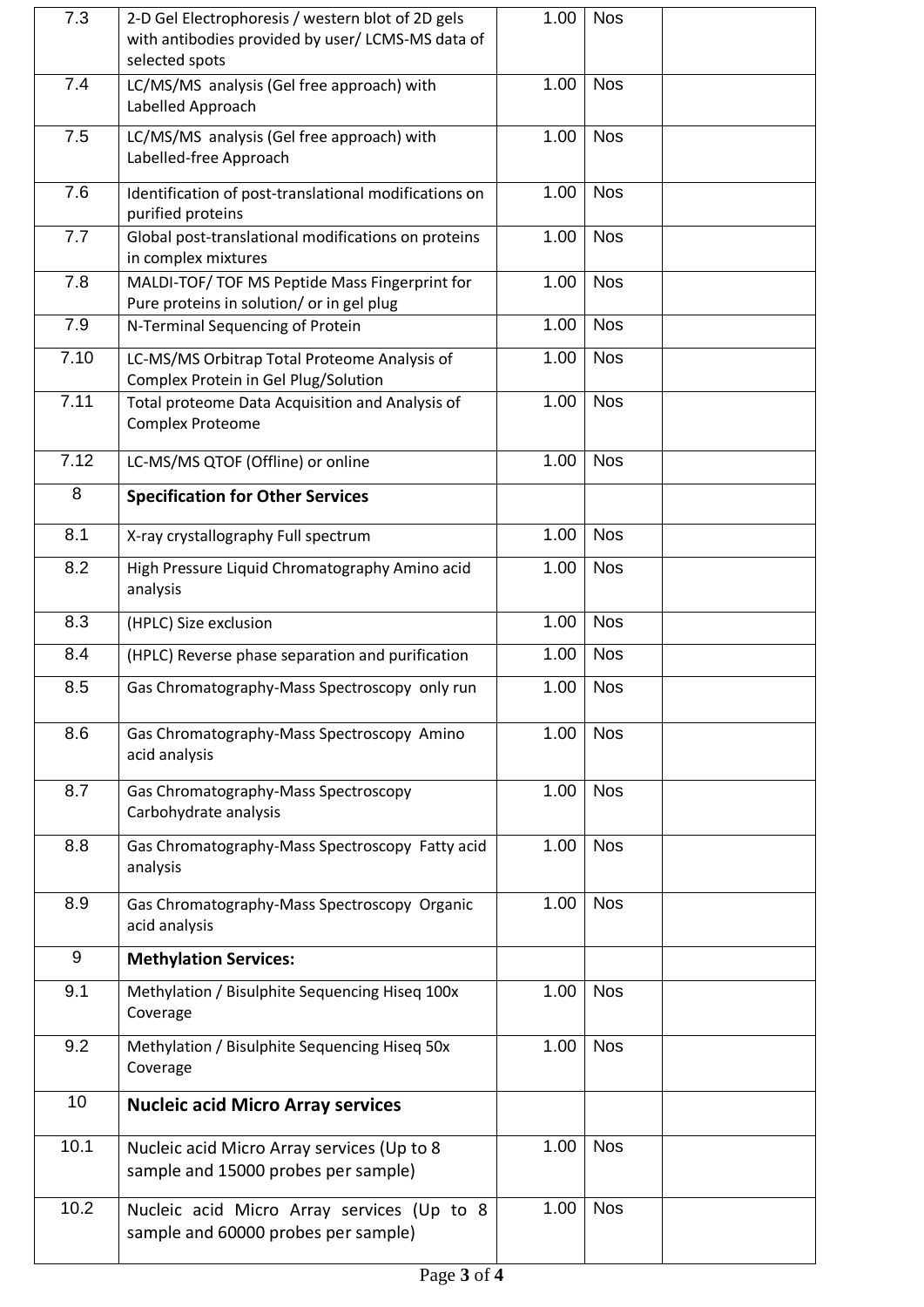| | | | | |
|---|---|---|---|---|
| 7.3 | 2-D Gel Electrophoresis / western blot of 2D gels with antibodies provided by user/ LCMS-MS data of selected spots | 1.00 | Nos | |
| 7.4 | LC/MS/MS analysis (Gel free approach) with Labelled Approach | 1.00 | Nos | |
| 7.5 | LC/MS/MS analysis (Gel free approach) with Labelled-free Approach | 1.00 | Nos | |
| 7.6 | Identification of post-translational modifications on purified proteins | 1.00 | Nos | |
| 7.7 | Global post-translational modifications on proteins in complex mixtures | 1.00 | Nos | |
| 7.8 | MALDI-TOF/ TOF MS Peptide Mass Fingerprint for Pure proteins in solution/ or in gel plug | 1.00 | Nos | |
| 7.9 | N-Terminal Sequencing of Protein | 1.00 | Nos | |
| 7.10 | LC-MS/MS Orbitrap Total Proteome Analysis of Complex Protein in Gel Plug/Solution | 1.00 | Nos | |
| 7.11 | Total proteome Data Acquisition and Analysis of Complex Proteome | 1.00 | Nos | |
| 7.12 | LC-MS/MS QTOF (Offline) or online | 1.00 | Nos | |
| 8 | **Specification for Other Services** | | | |
| 8.1 | X-ray crystallography Full spectrum | 1.00 | Nos | |
| 8.2 | High Pressure Liquid Chromatography Amino acid analysis | 1.00 | Nos | |
| 8.3 | (HPLC) Size exclusion | 1.00 | Nos | |
| 8.4 | (HPLC) Reverse phase separation and purification | 1.00 | Nos | |
| 8.5 | Gas Chromatography-Mass Spectroscopy only run | 1.00 | Nos | |
| 8.6 | Gas Chromatography-Mass Spectroscopy Amino acid analysis | 1.00 | Nos | |
| 8.7 | Gas Chromatography-Mass Spectroscopy Carbohydrate analysis | 1.00 | Nos | |
| 8.8 | Gas Chromatography-Mass Spectroscopy Fatty acid analysis | 1.00 | Nos | |
| 8.9 | Gas Chromatography-Mass Spectroscopy Organic acid analysis | 1.00 | Nos | |
| 9 | **Methylation Services:** | | | |
| 9.1 | Methylation / Bisulphite Sequencing Hiseq 100x Coverage | 1.00 | Nos | |
| 9.2 | Methylation / Bisulphite Sequencing Hiseq 50x Coverage | 1.00 | Nos | |
| 10 | **Nucleic acid Micro Array services** | | | |
| 10.1 | Nucleic acid Micro Array services (Up to 8 sample and 15000 probes per sample) | 1.00 | Nos | |
| 10.2 | Nucleic acid Micro Array services (Up to 8 sample and 60000 probes per sample) | 1.00 | Nos | |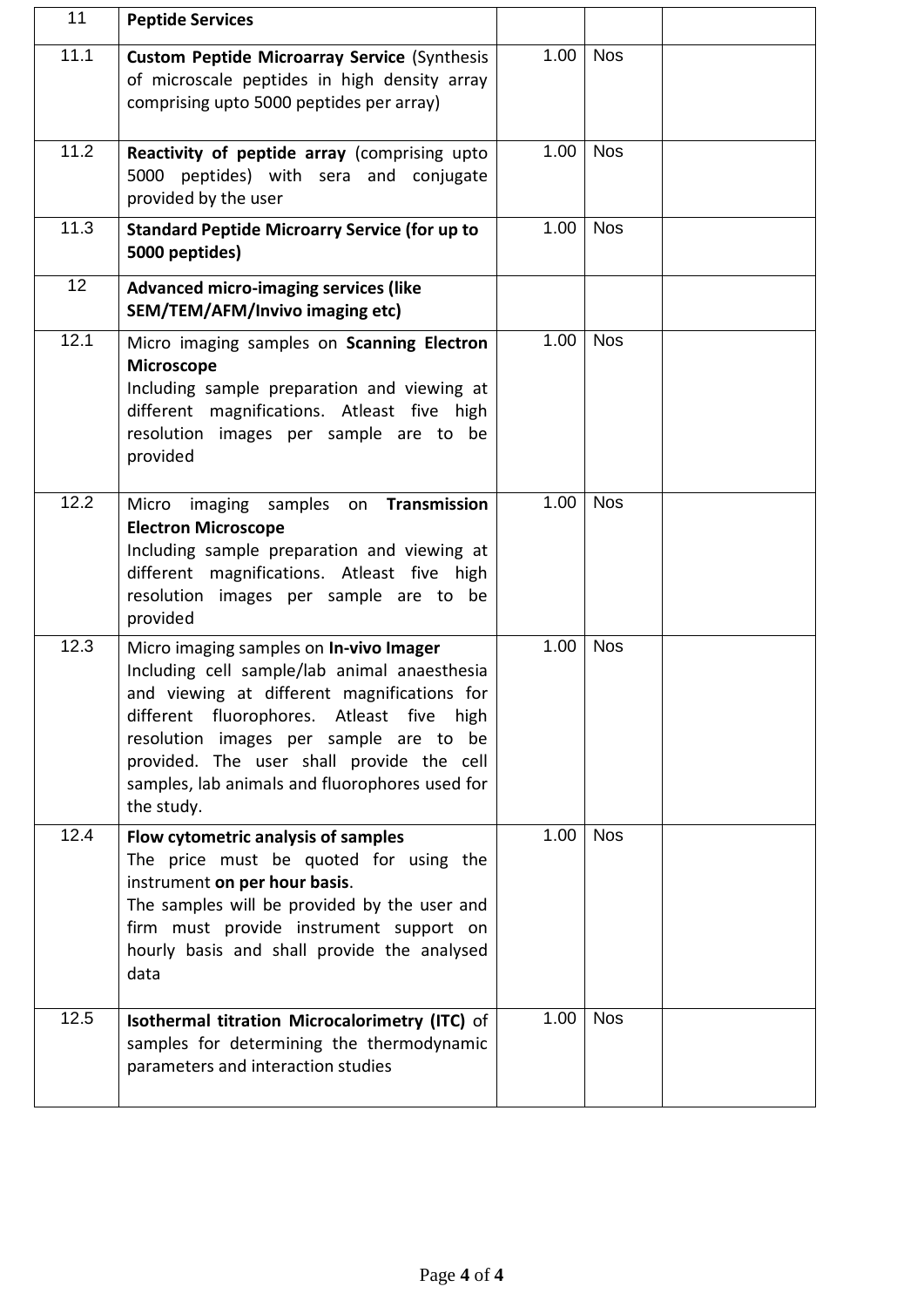| | | | | |
|---|---|---|---|---|
| 11 | **Peptide Services** | | | |
| 11.1 | **Custom Peptide Microarray Service** (Synthesis of microscale peptides in high density array comprising upto 5000 peptides per array) | 1.00 | Nos | |
| 11.2 | **Reactivity of peptide array** (comprising upto 5000 peptides) with sera and conjugate provided by the user | 1.00 | Nos | |
| 11.3 | **Standard Peptide Microarry Service (for up to 5000 peptides)** | 1.00 | Nos | |
| 12 | **Advanced micro-imaging services (like SEM/TEM/AFM/Invivo imaging etc)** | | | |
| 12.1 | Micro imaging samples on **Scanning Electron Microscope** Including sample preparation and viewing at different magnifications. Atleast five high resolution images per sample are to be provided | 1.00 | Nos | |
| 12.2 | Micro imaging samples on **Transmission Electron Microscope** Including sample preparation and viewing at different magnifications. Atleast five high resolution images per sample are to be provided | 1.00 | Nos | |
| 12.3 | Micro imaging samples on **In-vivo Imager** Including cell sample/lab animal anaesthesia and viewing at different magnifications for different fluorophores. Atleast five high resolution images per sample are to be provided. The user shall provide the cell samples, lab animals and fluorophores used for the study. | 1.00 | Nos | |
| 12.4 | **Flow cytometric analysis of samples** The price must be quoted for using the instrument **on per hour basis**. The samples will be provided by the user and firm must provide instrument support on hourly basis and shall provide the analysed data | 1.00 | Nos | |
| 12.5 | **Isothermal titration Microcalorimetry (ITC)** of samples for determining the thermodynamic parameters and interaction studies | 1.00 | Nos | |